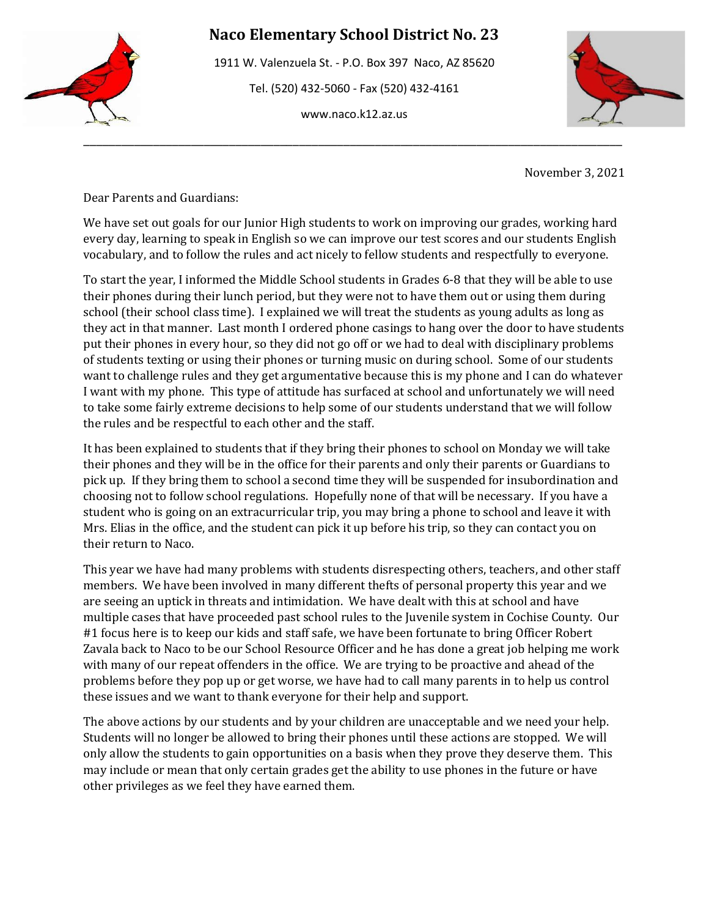# Naco Elementary School District No. 23

1911 W. Valenzuela St. - P.O. Box 397 Naco, AZ 85620

Tel. (520) 432-5060 - Fax (520) 432-4161

www.naco.k12.az.us

---

November 3, 2021

Dear Parents and Guardians:

We have set out goals for our Junior High students to work on improving our grades, working hard every day, learning to speak in English so we can improve our test scores and our students English vocabulary, and to follow the rules and act nicely to fellow students and respectfully to everyone.

To start the year, I informed the Middle School students in Grades 6-8 that they will be able to use their phones during their lunch period, but they were not to have them out or using them during school (their school class time). I explained we will treat the students as young adults as long as they act in that manner. Last month I ordered phone casings to hang over the door to have students put their phones in every hour, so they did not go off or we had to deal with disciplinary problems of students texting or using their phones or turning music on during school. Some of our students want to challenge rules and they get argumentative because this is my phone and I can do whatever I want with my phone. This type of attitude has surfaced at school and unfortunately we will need to take some fairly extreme decisions to help some of our students understand that we will follow the rules and be respectful to each other and the staff.

It has been explained to students that if they bring their phones to school on Monday we will take their phones and they will be in the office for their parents and only their parents or Guardians to pick up. If they bring them to school a second time they will be suspended for insubordination and choosing not to follow school regulations. Hopefully none of that will be necessary. If you have a student who is going on an extracurricular trip, you may bring a phone to school and leave it with Mrs. Elias in the office, and the student can pick it up before his trip, so they can contact you on their return to Naco.

This year we have had many problems with students disrespecting others, teachers, and other staff members. We have been involved in many different thefts of personal property this year and we are seeing an uptick in threats and intimidation. We have dealt with this at school and have multiple cases that have proceeded past school rules to the Juvenile system in Cochise County. Our #1 focus here is to keep our kids and staff safe, we have been fortunate to bring Officer Robert Zavala back to Naco to be our School Resource Officer and he has done a great job helping me work with many of our repeat offenders in the office. We are trying to be proactive and ahead of the problems before they pop up or get worse, we have had to call many parents in to help us control these issues and we want to thank everyone for their help and support.

The above actions by our students and by your children are unacceptable and we need your help. Students will no longer be allowed to bring their phones until these actions are stopped. We will only allow the students to gain opportunities on a basis when they prove they deserve them. This may include or mean that only certain grades get the ability to use phones in the future or have other privileges as we feel they have earned them.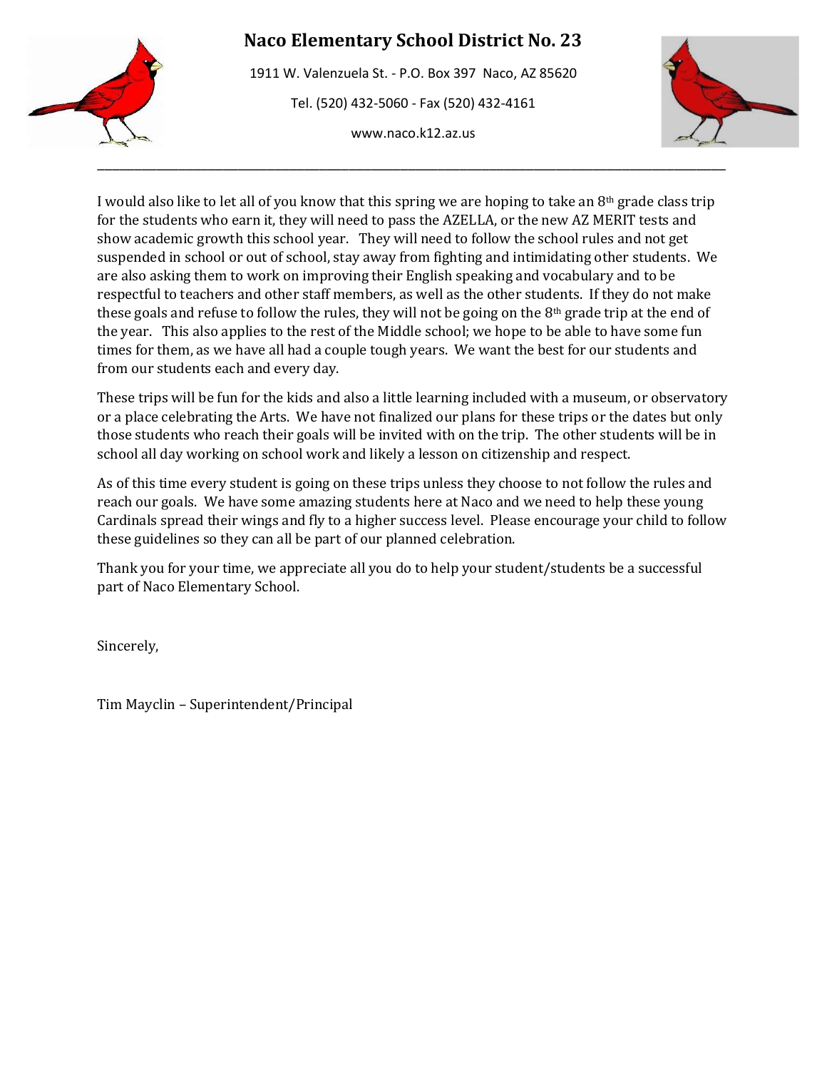# Naco Elementary School District No. 23

1911 W. Valenzuela St. - P.O. Box 397 Naco, AZ 85620

Tel. (520) 432-5060 - Fax (520) 432-4161

www.naco.k12.az.us

---

I would also like to let all of you know that this spring we are hoping to take an 8th grade class trip for the students who earn it, they will need to pass the AZELLA, or the new AZ MERIT tests and show academic growth this school year. They will need to follow the school rules and not get suspended in school or out of school, stay away from fighting and intimidating other students. We are also asking them to work on improving their English speaking and vocabulary and to be respectful to teachers and other staff members, as well as the other students. If they do not make these goals and refuse to follow the rules, they will not be going on the 8th grade trip at the end of the year. This also applies to the rest of the Middle school; we hope to be able to have some fun times for them, as we have all had a couple tough years. We want the best for our students and from our students each and every day.

These trips will be fun for the kids and also a little learning included with a museum, or observatory or a place celebrating the Arts. We have not finalized our plans for these trips or the dates but only those students who reach their goals will be invited with on the trip. The other students will be in school all day working on school work and likely a lesson on citizenship and respect.

As of this time every student is going on these trips unless they choose to not follow the rules and reach our goals. We have some amazing students here at Naco and we need to help these young Cardinals spread their wings and fly to a higher success level. Please encourage your child to follow these guidelines so they can all be part of our planned celebration.

Thank you for your time, we appreciate all you do to help your student/students be a successful part of Naco Elementary School.

Sincerely,

Tim Mayclin – Superintendent/Principal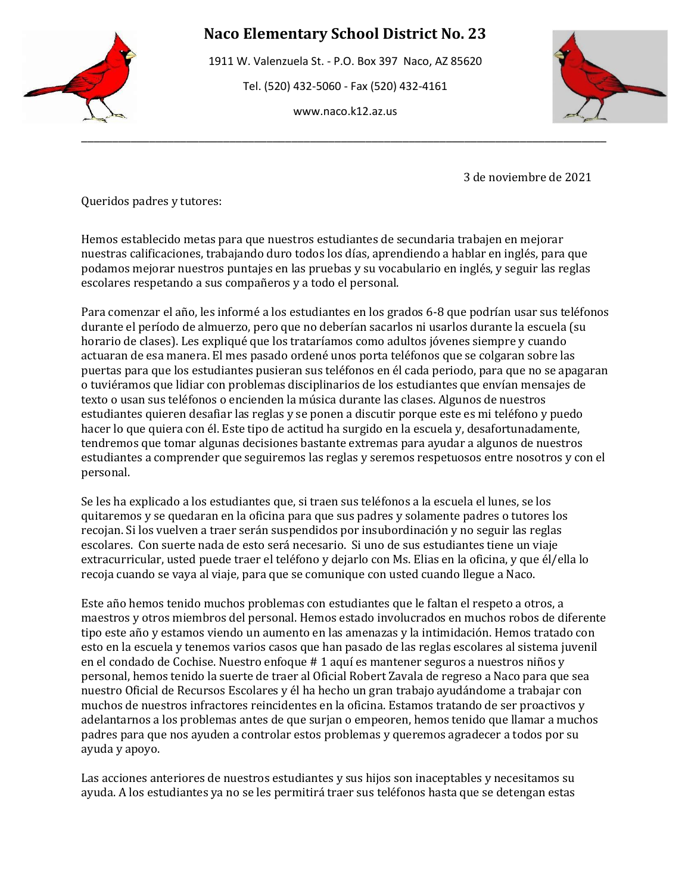# Naco Elementary School District No. 23

1911 W. Valenzuela St. - P.O. Box 397 Naco, AZ 85620

Tel. (520) 432-5060 - Fax (520) 432-4161

www.naco.k12.az.us

---

3 de noviembre de 2021

Queridos padres y tutores:

Hemos establecido metas para que nuestros estudiantes de secundaria trabajen en mejorar nuestras calificaciones, trabajando duro todos los días, aprendiendo a hablar en inglés, para que podamos mejorar nuestros puntajes en las pruebas y su vocabulario en inglés, y seguir las reglas escolares respetando a sus compañeros y a todo el personal.

Para comenzar el año, les informé a los estudiantes en los grados 6-8 que podrían usar sus teléfonos durante el período de almuerzo, pero que no deberían sacarlos ni usarlos durante la escuela (su horario de clases). Les expliqué que los trataríamos como adultos jóvenes siempre y cuando actuaran de esa manera. El mes pasado ordené unos porta teléfonos que se colgaran sobre las puertas para que los estudiantes pusieran sus teléfonos en él cada periodo, para que no se apagaran o tuviéramos que lidiar con problemas disciplinarios de los estudiantes que envían mensajes de texto o usan sus teléfonos o encienden la música durante las clases. Algunos de nuestros estudiantes quieren desafiar las reglas y se ponen a discutir porque este es mi teléfono y puedo hacer lo que quiera con él. Este tipo de actitud ha surgido en la escuela y, desafortunadamente, tendremos que tomar algunas decisiones bastante extremas para ayudar a algunos de nuestros estudiantes a comprender que seguiremos las reglas y seremos respetuosos entre nosotros y con el personal.

Se les ha explicado a los estudiantes que, si traen sus teléfonos a la escuela el lunes, se los quitaremos y se quedaran en la oficina para que sus padres y solamente padres o tutores los recojan. Si los vuelven a traer serán suspendidos por insubordinación y no seguir las reglas escolares. Con suerte nada de esto será necesario. Si uno de sus estudiantes tiene un viaje extracurricular, usted puede traer el teléfono y dejarlo con Ms. Elias en la oficina, y que él/ella lo recoja cuando se vaya al viaje, para que se comunique con usted cuando llegue a Naco.

Este año hemos tenido muchos problemas con estudiantes que le faltan el respeto a otros, a maestros y otros miembros del personal. Hemos estado involucrados en muchos robos de diferente tipo este año y estamos viendo un aumento en las amenazas y la intimidación. Hemos tratado con esto en la escuela y tenemos varios casos que han pasado de las reglas escolares al sistema juvenil en el condado de Cochise. Nuestro enfoque # 1 aquí es mantener seguros a nuestros niños y personal, hemos tenido la suerte de traer al Oficial Robert Zavala de regreso a Naco para que sea nuestro Oficial de Recursos Escolares y él ha hecho un gran trabajo ayudándome a trabajar con muchos de nuestros infractores reincidentes en la oficina. Estamos tratando de ser proactivos y adelantarnos a los problemas antes de que surjan o empeoren, hemos tenido que llamar a muchos padres para que nos ayuden a controlar estos problemas y queremos agradecer a todos por su ayuda y apoyo.

Las acciones anteriores de nuestros estudiantes y sus hijos son inaceptables y necesitamos su ayuda. A los estudiantes ya no se les permitirá traer sus teléfonos hasta que se detengan estas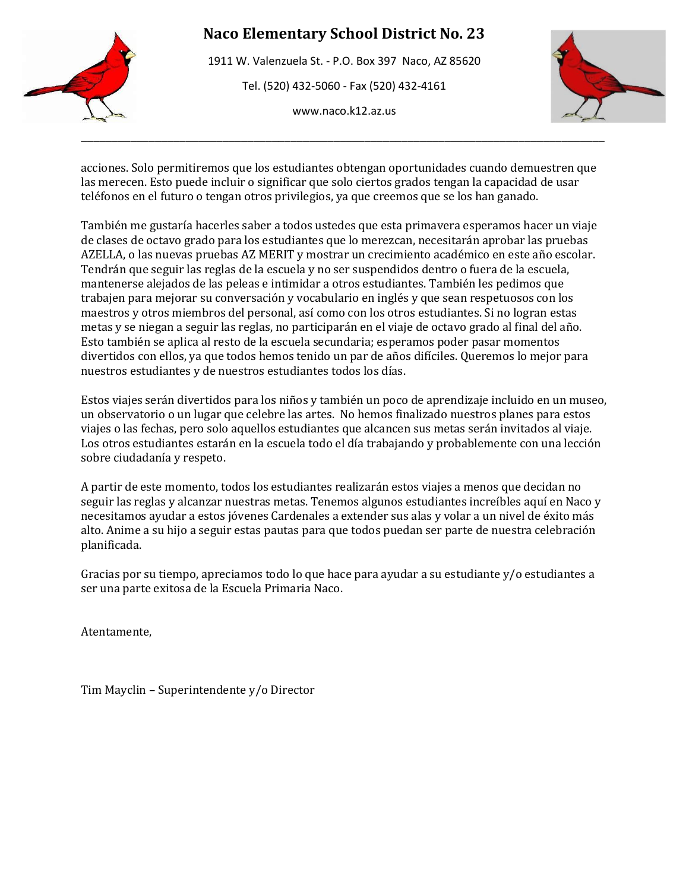# Naco Elementary School District No. 23

1911 W. Valenzuela St. - P.O. Box 397 Naco, AZ 85620

Tel. (520) 432-5060 - Fax (520) 432-4161

www.naco.k12.az.us

---

acciones. Solo permitiremos que los estudiantes obtengan oportunidades cuando demuestren que las merecen. Esto puede incluir o significar que solo ciertos grados tengan la capacidad de usar teléfonos en el futuro o tengan otros privilegios, ya que creemos que se los han ganado.

También me gustaría hacerles saber a todos ustedes que esta primavera esperamos hacer un viaje de clases de octavo grado para los estudiantes que lo merezcan, necesitarán aprobar las pruebas AZELLA, o las nuevas pruebas AZ MERIT y mostrar un crecimiento académico en este año escolar. Tendrán que seguir las reglas de la escuela y no ser suspendidos dentro o fuera de la escuela, mantenerse alejados de las peleas e intimidar a otros estudiantes. También les pedimos que trabajen para mejorar su conversación y vocabulario en inglés y que sean respetuosos con los maestros y otros miembros del personal, así como con los otros estudiantes. Si no logran estas metas y se niegan a seguir las reglas, no participarán en el viaje de octavo grado al final del año. Esto también se aplica al resto de la escuela secundaria; esperamos poder pasar momentos divertidos con ellos, ya que todos hemos tenido un par de años difíciles. Queremos lo mejor para nuestros estudiantes y de nuestros estudiantes todos los días.

Estos viajes serán divertidos para los niños y también un poco de aprendizaje incluido en un museo, un observatorio o un lugar que celebre las artes. No hemos finalizado nuestros planes para estos viajes o las fechas, pero solo aquellos estudiantes que alcancen sus metas serán invitados al viaje. Los otros estudiantes estarán en la escuela todo el día trabajando y probablemente con una lección sobre ciudadanía y respeto.

A partir de este momento, todos los estudiantes realizarán estos viajes a menos que decidan no seguir las reglas y alcanzar nuestras metas. Tenemos algunos estudiantes increíbles aquí en Naco y necesitamos ayudar a estos jóvenes Cardenales a extender sus alas y volar a un nivel de éxito más alto. Anime a su hijo a seguir estas pautas para que todos puedan ser parte de nuestra celebración planificada.

Gracias por su tiempo, apreciamos todo lo que hace para ayudar a su estudiante y/o estudiantes a ser una parte exitosa de la Escuela Primaria Naco.

Atentamente,

Tim Mayclin – Superintendente y/o Director